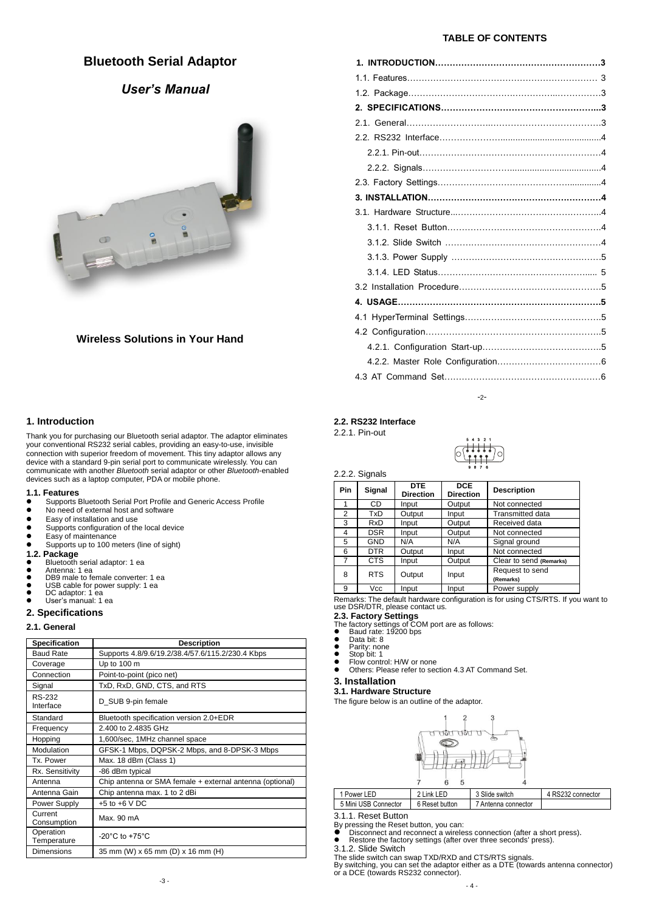# Bluetooth Serial Adaptor

## *User's Manual*

**Wireless Solutions in Your Hand**

**TABLE OF CONTENTS**

**1. INTRODUCTION…………………………………………………3**
1.1. Features………………………………………………………… 3
1.2. Package………………………………………………………….3
**2. SPECIFICATIONS……………………………………………….3**
2.1. General…………………………………………………………3
2.2. RS232 Interface…………………………………………………4
2.2.1. Pin-out……………………………………………………4
2.2.2. Signals………………………………………………….4
2.3. Factory Settings………………………………………………..4
**3. INSTALLATION……………………………………………………4**
3.1. Hardware Structure…………………………………………….4
3.1.1. Reset Button…………………………………………….4
3.1.2. Slide Switch ……………………………………………4
3.1.3. Power Supply …………………………………………5
3.1.4. LED Status……………………………………………. 5
3.2 Installation Procedure…………………………………………5
**4. USAGE……………………………………………………………5**
4.1 HyperTerminal Settings………………………………………5
4.2 Configuration…………………………………………………5
4.2.1. Configuration Start-up…………………………………5
4.2.2. Master Role Configuration……………………………6
4.3 AT Command Set……………………………………………6

## 1. Introduction

Thank you for purchasing our Bluetooth serial adaptor. The adaptor eliminates your conventional RS232 serial cables, providing an easy-to-use, invisible connection with superior freedom of movement. This tiny adaptor allows any device with a standard 9-pin serial port to communicate wirelessly. You can communicate with another *Bluetooth* serial adaptor or other *Bluetooth*-enabled devices such as a laptop computer, PDA or mobile phone.

### 1.1. Features

- Supports Bluetooth Serial Port Profile and Generic Access Profile
- No need of external host and software
- Easy of installation and use
- Supports configuration of the local device
- Easy of maintenance
- Supports up to 100 meters (line of sight)

### 1.2. Package

- Bluetooth serial adaptor: 1 ea
- Antenna: 1 ea
- DB9 male to female converter: 1 ea
- USB cable for power supply: 1 ea
- DC adaptor: 1 ea
- User's manual: 1 ea

## 2. Specifications

### 2.1. General

| Specification | Description |
|---|---|
| Baud Rate | Supports 4.8/9.6/19.2/38.4/57.6/115.2/230.4 Kbps |
| Coverage | Up to 100 m |
| Connection | Point-to-point (pico net) |
| Signal | TxD, RxD, GND, CTS, and RTS |
| RS-232 Interface | D_SUB 9-pin female |
| Standard | Bluetooth specification version 2.0+EDR |
| Frequency | 2.400 to 2.4835 GHz |
| Hopping | 1,600/sec, 1MHz channel space |
| Modulation | GFSK-1 Mbps, DQPSK-2 Mbps, and 8-DPSK-3 Mbps |
| Tx. Power | Max. 18 dBm (Class 1) |
| Rx. Sensitivity | -86 dBm typical |
| Antenna | Chip antenna or SMA female + external antenna (optional) |
| Antenna Gain | Chip antenna max. 1 to 2 dBi |
| Power Supply | +5 to +6 V DC |
| Current Consumption | Max. 90 mA |
| Operation Temperature | -20°C to +75°C |
| Dimensions | 35 mm (W) x 65 mm (D) x 16 mm (H) |

### 2.2. RS232 Interface

2.2.1. Pin-out

2.2.2. Signals

| Pin | Signal | DTE Direction | DCE Direction | Description |
|---|---|---|---|---|
| 1 | CD | Input | Output | Not connected |
| 2 | TxD | Output | Input | Transmitted data |
| 3 | RxD | Input | Output | Received data |
| 4 | DSR | Input | Output | Not connected |
| 5 | GND | N/A | N/A | Signal ground |
| 6 | DTR | Output | Input | Not connected |
| 7 | CTS | Input | Output | Clear to send (Remarks) |
| 8 | RTS | Output | Input | Request to send (Remarks) |
| 9 | Vcc | Input | Input | Power supply |

Remarks: The default hardware configuration is for using CTS/RTS. If you want to use DSR/DTR, please contact us.

### 2.3. Factory Settings

The factory settings of COM port are as follows:

- Baud rate: 19200 bps
- Data bit: 8
- Parity: none
- Stop bit: 1
- Flow control: H/W or none
- Others: Please refer to section 4.3 AT Command Set.

## 3. Installation

### 3.1. Hardware Structure

The figure below is an outline of the adaptor.

| 1 Power LED | 2 Link LED | 3 Slide switch | 4 RS232 connector |
|---|---|---|---|
| 5 Mini USB Connector | 6 Reset button | 7 Antenna connector | |

3.1.1. Reset Button

By pressing the Reset button, you can:

- Disconnect and reconnect a wireless connection (after a short press).
- Restore the factory settings (after over three seconds' press).

3.1.2. Slide Switch

The slide switch can swap TXD/RXD and CTS/RTS signals.
By switching, you can set the adaptor either as a DTE (towards antenna connector) or a DCE (towards RS232 connector).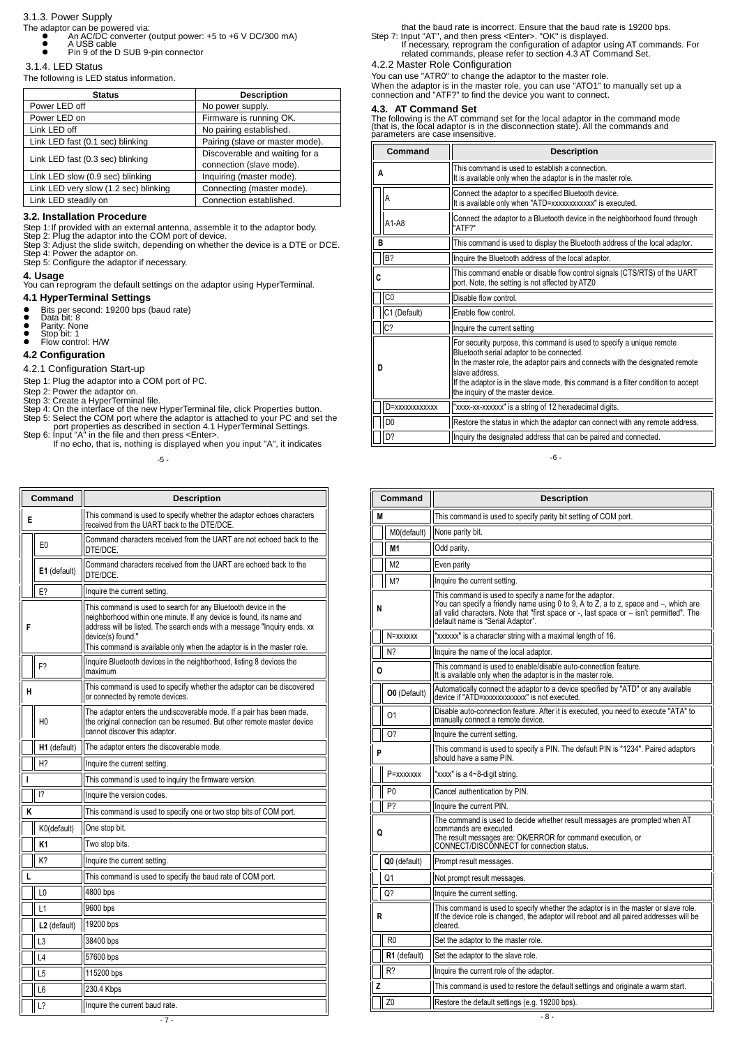### 3.1.3. Power Supply

The adaptor can be powered via:

- An AC/DC converter (output power: +5 to +6 V DC/300 mA)
- A USB cable
- Pin 9 of the D SUB 9-pin connector

### 3.1.4. LED Status

The following is LED status information.

| Status | Description |
|---|---|
| Power LED off | No power supply. |
| Power LED on | Firmware is running OK. |
| Link LED off | No pairing established. |
| Link LED fast (0.1 sec) blinking | Pairing (slave or master mode). |
| Link LED fast (0.3 sec) blinking | Discoverable and waiting for a connection (slave mode). |
| Link LED slow (0.9 sec) blinking | Inquiring (master mode). |
| Link LED very slow (1.2 sec) blinking | Connecting (master mode). |
| Link LED steadily on | Connection established. |

### 3.2. Installation Procedure

Step 1: If provided with an external antenna, assemble it to the adaptor body.
Step 2: Plug the adaptor into the COM port of device.
Step 3: Adjust the slide switch, depending on whether the device is a DTE or DCE.
Step 4: Power the adaptor on.
Step 5: Configure the adaptor if necessary.

## 4. Usage

You can reprogram the default settings on the adaptor using HyperTerminal.

### 4.1 HyperTerminal Settings

- Bits per second: 19200 bps (baud rate)
- Data bit: 8
- Parity: None
- Stop bit: 1
- Flow control: H/W

### 4.2 Configuration

#### 4.2.1 Configuration Start-up

Step 1: Plug the adaptor into a COM port of PC.
Step 2: Power the adaptor on.
Step 3: Create a HyperTerminal file.
Step 4: On the interface of the new HyperTerminal file, click Properties button.
Step 5: Select the COM port where the adaptor is attached to your PC and set the port properties as described in section 4.1 HyperTerminal Settings.
Step 6: Input "A" in the file and then press <Enter>.
If no echo, that is, nothing is displayed when you input "A", it indicates that the baud rate is incorrect. Ensure that the baud rate is 19200 bps.
Step 7: Input "AT", and then press <Enter>. "OK" is displayed.
If necessary, reprogram the configuration of adaptor using AT commands. For related commands, please refer to section 4.3 AT Command Set.

#### 4.2.2 Master Role Configuration

You can use "ATR0" to change the adaptor to the master role.
When the adaptor is in the master role, you can use "ATO1" to manually set up a connection and "ATF?" to find the device you want to connect.

### 4.3. AT Command Set

The following is the AT command set for the local adaptor in the command mode (that is, the local adaptor is in the disconnection state). All the commands and parameters are case insensitive.

| Command | | Description |
|---|---|---|
| A | | This command is used to establish a connection. It is available only when the adaptor is in the master role. |
| | A | Connect the adaptor to a specified Bluetooth device. It is available only when "ATD=xxxxxxxxxxxx" is executed. |
| | A1-A8 | Connect the adaptor to a Bluetooth device in the neighborhood found through "ATF?" |
| B | | This command is used to display the Bluetooth address of the local adaptor. |
| | B? | Inquire the Bluetooth address of the local adaptor. |
| C | | This command enable or disable flow control signals (CTS/RTS) of the UART port. Note, the setting is not affected by ATZ0 |
| | C0 | Disable flow control. |
| | C1 (Default) | Enable flow control. |
| | C? | Inquire the current setting |
| D | | For security purpose, this command is used to specify a unique remote Bluetooth serial adaptor to be connected. In the master role, the adaptor pairs and connects with the designated remote slave address. If the adaptor is in the slave mode, this command is a filter condition to accept the inquiry of the master device. |
| | D=xxxxxxxxxxxx | "xxxx-xx-xxxxxx" is a string of 12 hexadecimal digits. |
| | D0 | Restore the status in which the adaptor can connect with any remote address. |
| | D? | Inquiry the designated address that can be paired and connected. |
| E | | This command is used to specify whether the adaptor echoes characters received from the UART back to the DTE/DCE. |
| | E0 | Command characters received from the UART are not echoed back to the DTE/DCE. |
| | **E1** (default) | Command characters received from the UART are echoed back to the DTE/DCE. |
| | E? | Inquire the current setting. |
| F | | This command is used to search for any Bluetooth device in the neighborhood within one minute. If any device is found, its name and address will be listed. The search ends with a message "Inquiry ends. xx device(s) found." This command is available only when the adaptor is in the master role. |
| | F? | Inquire Bluetooth devices in the neighborhood, listing 8 devices the maximum |
| H | | This command is used to specify whether the adaptor can be discovered or connected by remote devices. |
| | H0 | The adaptor enters the undiscoverable mode. If a pair has been made, the original connection can be resumed. But other remote master device cannot discover this adaptor. |
| | **H1** (default) | The adaptor enters the discoverable mode. |
| | H? | Inquire the current setting. |
| I | | This command is used to inquiry the firmware version. |
| | I? | Inquire the version codes. |
| K | | This command is used to specify one or two stop bits of COM port. |
| | K0(default) | One stop bit. |
| | **K1** | Two stop bits. |
| | K? | Inquire the current setting. |
| L | | This command is used to specify the baud rate of COM port. |
| | L0 | 4800 bps |
| | L1 | 9600 bps |
| | **L2** (default) | 19200 bps |
| | L3 | 38400 bps |
| | L4 | 57600 bps |
| | L5 | 115200 bps |
| | L6 | 230.4 Kbps |
| | L? | Inquire the current baud rate. |
| M | | This command is used to specify parity bit setting of COM port. |
| | M0(default) | None parity bit. |
| | **M1** | Odd parity. |
| | M2 | Even parity |
| | M? | Inquire the current setting. |
| N | | This command is used to specify a name for the adaptor. You can specify a friendly name using 0 to 9, A to Z, a to z, space and –, which are all valid characters. Note that "first space or -, last space or – isn't permitted". The default name is "Serial Adaptor". |
| | N=xxxxxx | "xxxxxx" is a character string with a maximal length of 16. |
| | N? | Inquire the name of the local adaptor. |
| O | | This command is used to enable/disable auto-connection feature. It is available only when the adaptor is in the master role. |
| | **O0** (Default) | Automatically connect the adaptor to a device specified by "ATD" or any available device if "ATD=xxxxxxxxxxxx" is not executed. |
| | O1 | Disable auto-connection feature. After it is executed, you need to execute "ATA" to manually connect a remote device. |
| | O? | Inquire the current setting. |
| P | | This command is used to specify a PIN. The default PIN is "1234". Paired adaptors should have a same PIN. |
| | P=xxxxxxx | "xxxx" is a 4~8-digit string. |
| | P0 | Cancel authentication by PIN. |
| | P? | Inquire the current PIN. |
| Q | | The command is used to decide whether result messages are prompted when AT commands are executed. The result messages are: OK/ERROR for command execution, or CONNECT/DISCONNECT for connection status. |
| | **Q0** (default) | Prompt result messages. |
| | Q1 | Not prompt result messages. |
| | Q? | Inquire the current setting. |
| R | | This command is used to specify whether the adaptor is in the master or slave role. If the device role is changed, the adaptor will reboot and all paired addresses will be cleared. |
| | R0 | Set the adaptor to the master role. |
| | **R1** (default) | Set the adaptor to the slave role. |
| | R? | Inquire the current role of the adaptor. |
| Z | | This command is used to restore the default settings and originate a warm start. |
| | Z0 | Restore the default settings (e.g. 19200 bps). |